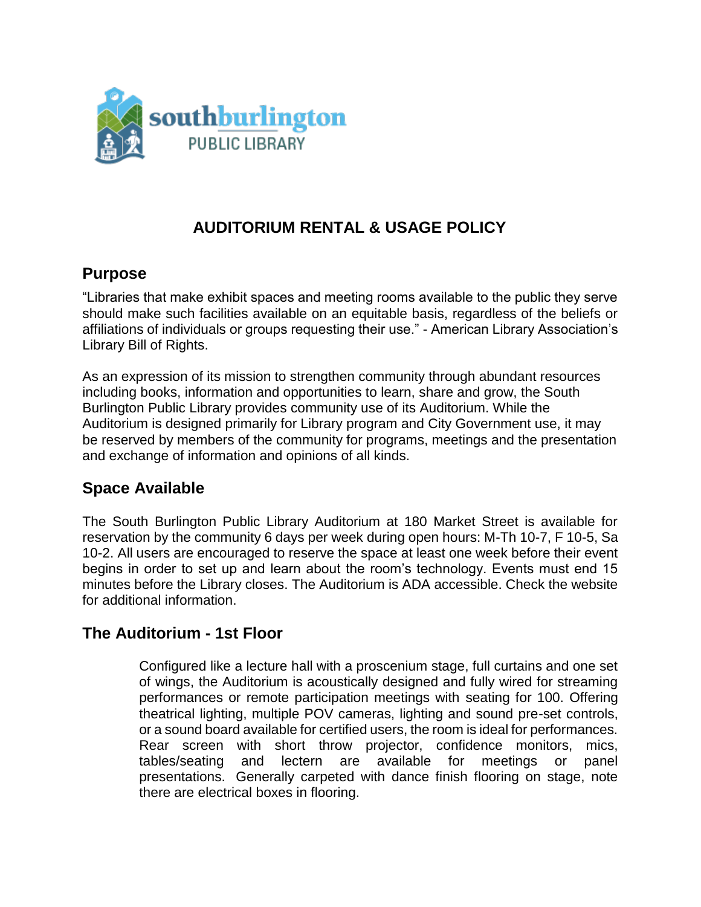southburlington PUBLIC LIBRARY

# AUDITORIUM RENTAL & USAGE POLICY

## Purpose

"Libraries that make exhibit spaces and meeting rooms available to the public they serve should make such facilities available on an equitable basis, regardless of the beliefs or affiliations of individuals or groups requesting their use." - American Library Association's Library Bill of Rights.

As an expression of its mission to strengthen community through abundant resources including books, information and opportunities to learn, share and grow, the South Burlington Public Library provides community use of its Auditorium. While the Auditorium is designed primarily for Library program and City Government use, it may be reserved by members of the community for programs, meetings and the presentation and exchange of information and opinions of all kinds.

## Space Available

The South Burlington Public Library Auditorium at 180 Market Street is available for reservation by the community 6 days per week during open hours: M-Th 10-7, F 10-5, Sa 10-2. All users are encouraged to reserve the space at least one week before their event begins in order to set up and learn about the room's technology. Events must end 15 minutes before the Library closes. The Auditorium is ADA accessible. Check the website for additional information.

## The Auditorium - 1st Floor

Configured like a lecture hall with a proscenium stage, full curtains and one set of wings, the Auditorium is acoustically designed and fully wired for streaming performances or remote participation meetings with seating for 100. Offering theatrical lighting, multiple POV cameras, lighting and sound pre-set controls, or a sound board available for certified users, the room is ideal for performances. Rear screen with short throw projector, confidence monitors, mics, tables/seating and lectern are available for meetings or panel presentations. Generally carpeted with dance finish flooring on stage, note there are electrical boxes in flooring.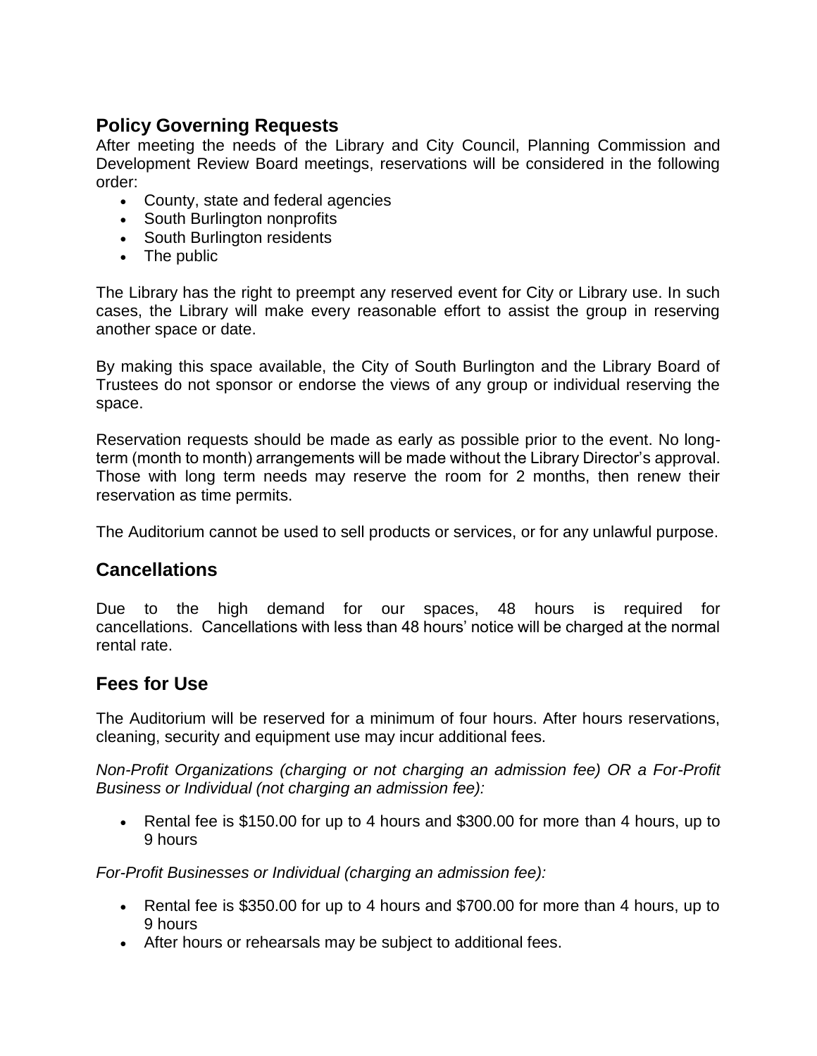## Policy Governing Requests

After meeting the needs of the Library and City Council, Planning Commission and Development Review Board meetings, reservations will be considered in the following order:

- County, state and federal agencies
- South Burlington nonprofits
- South Burlington residents
- The public

The Library has the right to preempt any reserved event for City or Library use. In such cases, the Library will make every reasonable effort to assist the group in reserving another space or date.

By making this space available, the City of South Burlington and the Library Board of Trustees do not sponsor or endorse the views of any group or individual reserving the space.

Reservation requests should be made as early as possible prior to the event. No long-term (month to month) arrangements will be made without the Library Director's approval. Those with long term needs may reserve the room for 2 months, then renew their reservation as time permits.

The Auditorium cannot be used to sell products or services, or for any unlawful purpose.

## Cancellations

Due to the high demand for our spaces, 48 hours is required for cancellations. Cancellations with less than 48 hours' notice will be charged at the normal rental rate.

## Fees for Use

The Auditorium will be reserved for a minimum of four hours. After hours reservations, cleaning, security and equipment use may incur additional fees.

*Non-Profit Organizations (charging or not charging an admission fee) OR a For-Profit Business or Individual (not charging an admission fee):*

- Rental fee is $150.00 for up to 4 hours and $300.00 for more than 4 hours, up to 9 hours

*For-Profit Businesses or Individual (charging an admission fee):*

- Rental fee is $350.00 for up to 4 hours and $700.00 for more than 4 hours, up to 9 hours
- After hours or rehearsals may be subject to additional fees.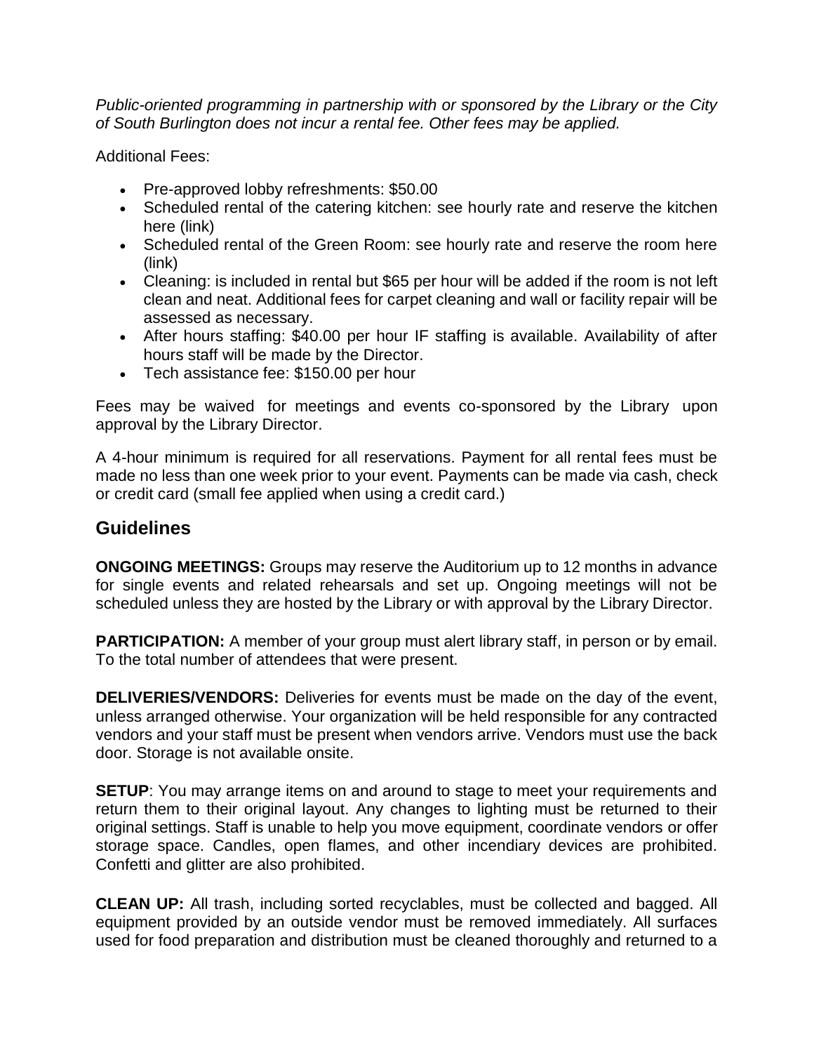*Public-oriented programming in partnership with or sponsored by the Library or the City of South Burlington does not incur a rental fee. Other fees may be applied.*

Additional Fees:

- Pre-approved lobby refreshments: $50.00
- Scheduled rental of the catering kitchen: see hourly rate and reserve the kitchen here (link)
- Scheduled rental of the Green Room: see hourly rate and reserve the room here (link)
- Cleaning: is included in rental but $65 per hour will be added if the room is not left clean and neat. Additional fees for carpet cleaning and wall or facility repair will be assessed as necessary.
- After hours staffing: $40.00 per hour IF staffing is available. Availability of after hours staff will be made by the Director.
- Tech assistance fee: $150.00 per hour

Fees may be waived for meetings and events co-sponsored by the Library upon approval by the Library Director.

A 4-hour minimum is required for all reservations. Payment for all rental fees must be made no less than one week prior to your event. Payments can be made via cash, check or credit card (small fee applied when using a credit card.)

## Guidelines

**ONGOING MEETINGS:** Groups may reserve the Auditorium up to 12 months in advance for single events and related rehearsals and set up. Ongoing meetings will not be scheduled unless they are hosted by the Library or with approval by the Library Director.

**PARTICIPATION:** A member of your group must alert library staff, in person or by email. To the total number of attendees that were present.

**DELIVERIES/VENDORS:** Deliveries for events must be made on the day of the event, unless arranged otherwise. Your organization will be held responsible for any contracted vendors and your staff must be present when vendors arrive. Vendors must use the back door. Storage is not available onsite.

**SETUP**: You may arrange items on and around to stage to meet your requirements and return them to their original layout. Any changes to lighting must be returned to their original settings. Staff is unable to help you move equipment, coordinate vendors or offer storage space. Candles, open flames, and other incendiary devices are prohibited. Confetti and glitter are also prohibited.

**CLEAN UP:** All trash, including sorted recyclables, must be collected and bagged. All equipment provided by an outside vendor must be removed immediately. All surfaces used for food preparation and distribution must be cleaned thoroughly and returned to a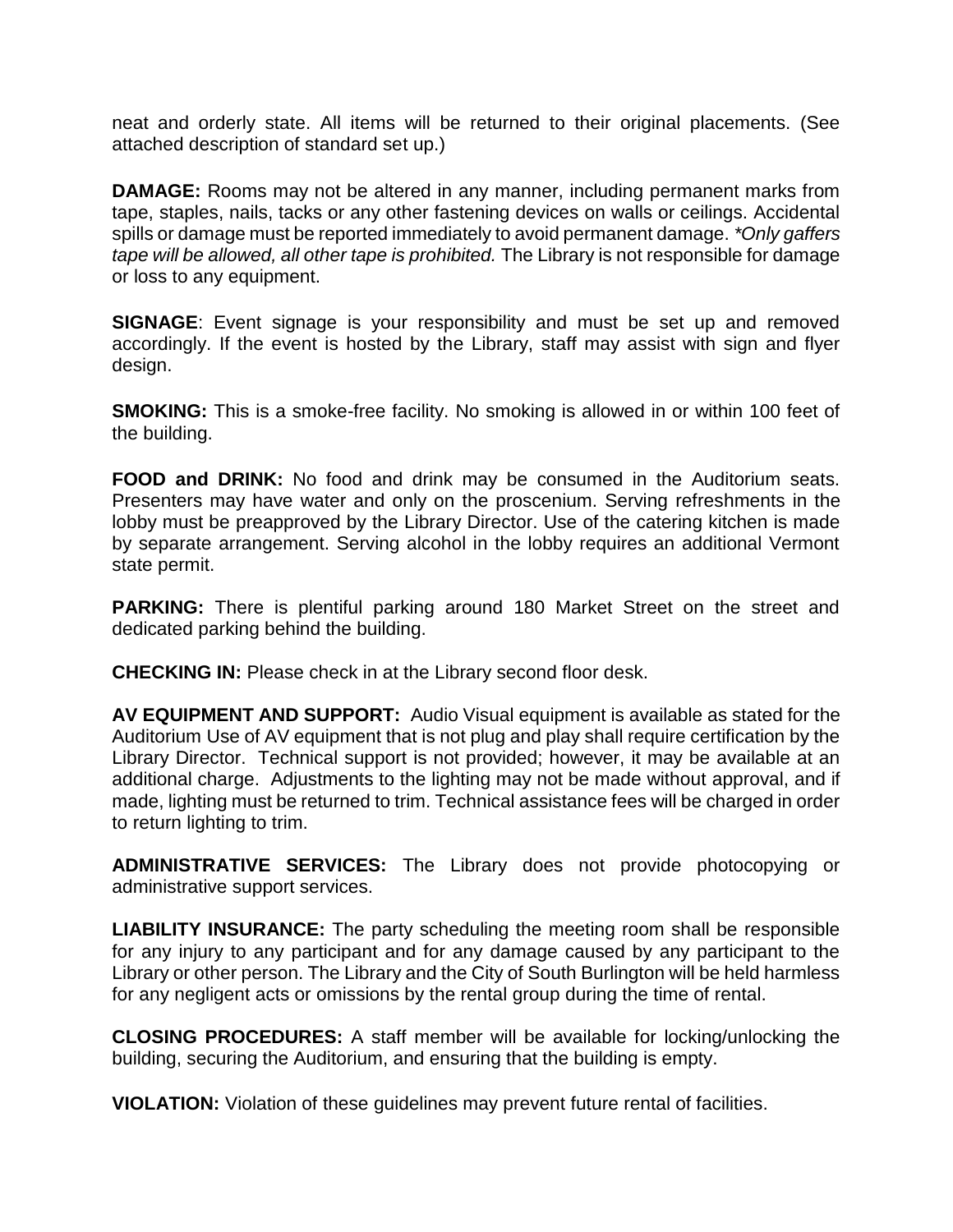neat and orderly state. All items will be returned to their original placements. (See attached description of standard set up.)

**DAMAGE:** Rooms may not be altered in any manner, including permanent marks from tape, staples, nails, tacks or any other fastening devices on walls or ceilings. Accidental spills or damage must be reported immediately to avoid permanent damage. *\*Only gaffers tape will be allowed, all other tape is prohibited.* The Library is not responsible for damage or loss to any equipment.

**SIGNAGE**: Event signage is your responsibility and must be set up and removed accordingly. If the event is hosted by the Library, staff may assist with sign and flyer design.

**SMOKING:** This is a smoke-free facility. No smoking is allowed in or within 100 feet of the building.

**FOOD and DRINK:** No food and drink may be consumed in the Auditorium seats. Presenters may have water and only on the proscenium. Serving refreshments in the lobby must be preapproved by the Library Director. Use of the catering kitchen is made by separate arrangement. Serving alcohol in the lobby requires an additional Vermont state permit.

**PARKING:** There is plentiful parking around 180 Market Street on the street and dedicated parking behind the building.

**CHECKING IN:** Please check in at the Library second floor desk.

**AV EQUIPMENT AND SUPPORT:** Audio Visual equipment is available as stated for the Auditorium Use of AV equipment that is not plug and play shall require certification by the Library Director. Technical support is not provided; however, it may be available at an additional charge. Adjustments to the lighting may not be made without approval, and if made, lighting must be returned to trim. Technical assistance fees will be charged in order to return lighting to trim.

**ADMINISTRATIVE SERVICES:** The Library does not provide photocopying or administrative support services.

**LIABILITY INSURANCE:** The party scheduling the meeting room shall be responsible for any injury to any participant and for any damage caused by any participant to the Library or other person. The Library and the City of South Burlington will be held harmless for any negligent acts or omissions by the rental group during the time of rental.

**CLOSING PROCEDURES:** A staff member will be available for locking/unlocking the building, securing the Auditorium, and ensuring that the building is empty.

**VIOLATION:** Violation of these guidelines may prevent future rental of facilities.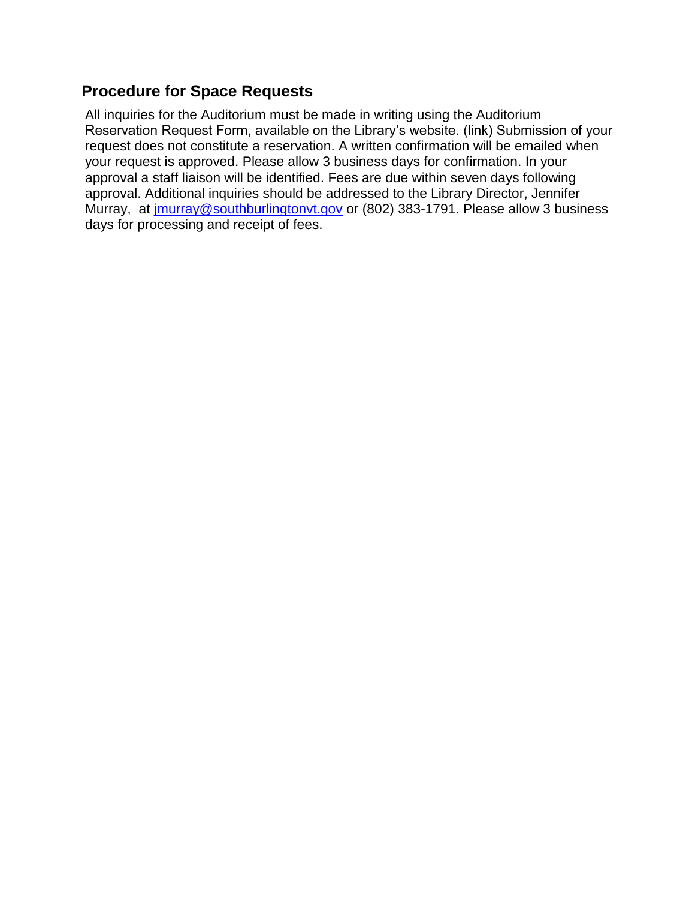## Procedure for Space Requests

All inquiries for the Auditorium must be made in writing using the Auditorium Reservation Request Form, available on the Library's website. (link) Submission of your request does not constitute a reservation. A written confirmation will be emailed when your request is approved. Please allow 3 business days for confirmation. In your approval a staff liaison will be identified. Fees are due within seven days following approval. Additional inquiries should be addressed to the Library Director, Jennifer Murray, at jmurray@southburlingtonvt.gov or (802) 383-1791. Please allow 3 business days for processing and receipt of fees.